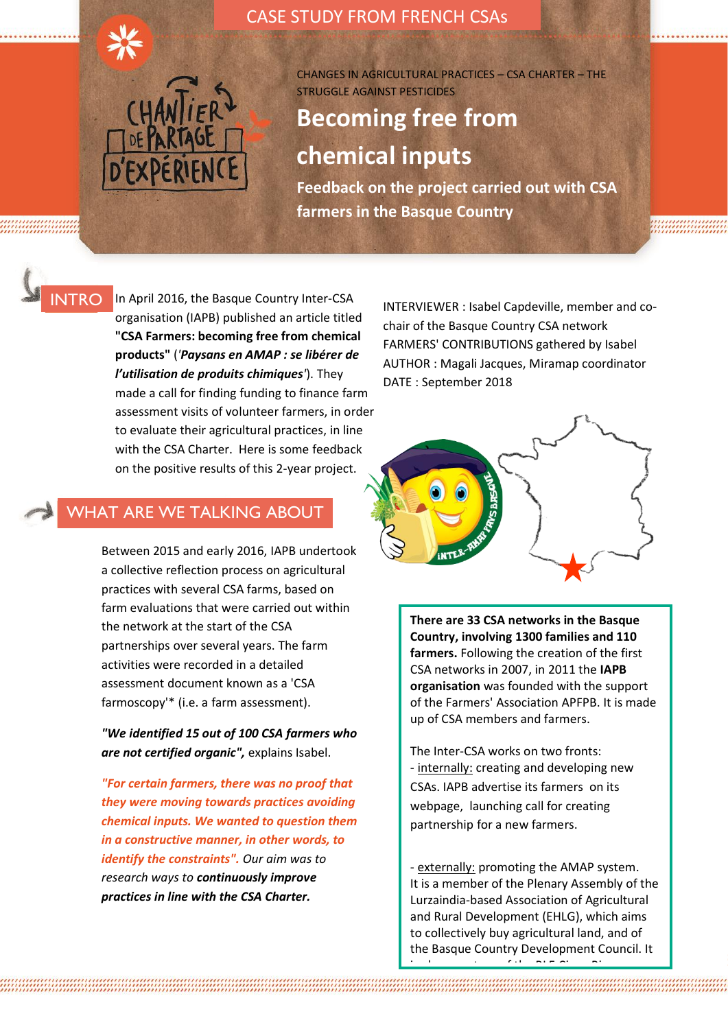CASE STUDY FROM FRENCH CSAs

CHANGES IN AGRICULTURAL PRACTICES – CSA CHARTER – THE STRUGGLE AGAINST PESTICIDES

# Becoming free from chemical inputs

## Feedback on the project carried out with CSA farmers in the Basque Country

## INTRO

In April 2016, the Basque Country Inter-CSA organisation (IAPB) published an article titled **"CSA Farmers: becoming free from chemical products"** (*'**Paysans en AMAP : se libérer de l'utilisation de produits chimiques**'*). They made a call for finding funding to finance farm assessment visits of volunteer farmers, in order to evaluate their agricultural practices, in line with the CSA Charter. Here is some feedback on the positive results of this 2-year project.

INTERVIEWER : Isabel Capdeville, member and co-chair of the Basque Country CSA network
FARMERS' CONTRIBUTIONS gathered by Isabel
AUTHOR : Magali Jacques, Miramap coordinator
DATE : September 2018

## WHAT ARE WE TALKING ABOUT

Between 2015 and early 2016, IAPB undertook a collective reflection process on agricultural practices with several CSA farms, based on farm evaluations that were carried out within the network at the start of the CSA partnerships over several years. The farm activities were recorded in a detailed assessment document known as a 'CSA farmoscopy'* (i.e. a farm assessment).

***"We identified 15 out of 100 CSA farmers who are not certified organic",*** explains Isabel.

***"For certain farmers, there was no proof that they were moving towards practices avoiding chemical inputs. We wanted to question them in a constructive manner, in other words, to identify the constraints".*** *Our aim was to research ways to* ***continuously improve practices in line with the CSA Charter.***

**There are 33 CSA networks in the Basque Country, involving 1300 families and 110 farmers.** Following the creation of the first CSA networks in 2007, in 2011 the **IAPB organisation** was founded with the support of the Farmers' Association APFPB. It is made up of CSA members and farmers.

The Inter-CSA works on two fronts:
- internally: creating and developing new CSAs. IAPB advertise its farmers on its webpage, launching call for creating partnership for a new farmers.

- externally: promoting the AMAP system. It is a member of the Plenary Assembly of the Lurzaindia-based Association of Agricultural and Rural Development (EHLG), which aims to collectively buy agricultural land, and of the Basque Country Development Council. It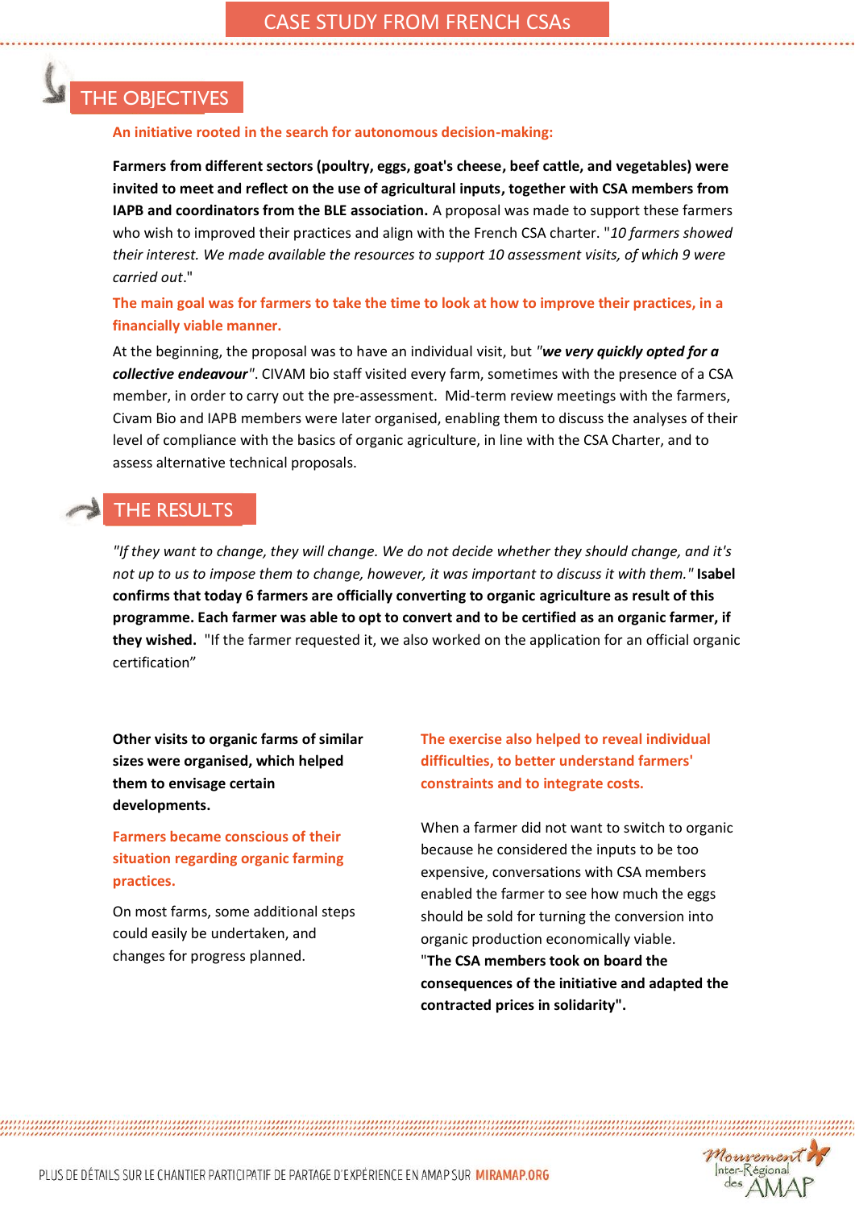CASE STUDY FROM FRENCH CSAs

## THE OBJECTIVES

**An initiative rooted in the search for autonomous decision-making:**

**Farmers from different sectors (poultry, eggs, goat's cheese, beef cattle, and vegetables) were invited to meet and reflect on the use of agricultural inputs, together with CSA members from IAPB and coordinators from the BLE association.** A proposal was made to support these farmers who wish to improved their practices and align with the French CSA charter. "*10 farmers showed their interest. We made available the resources to support 10 assessment visits, of which 9 were carried out*."

**The main goal was for farmers to take the time to look at how to improve their practices, in a financially viable manner.**

At the beginning, the proposal was to have an individual visit, but *"**we very quickly opted for a collective endeavour**"*. CIVAM bio staff visited every farm, sometimes with the presence of a CSA member, in order to carry out the pre-assessment. Mid-term review meetings with the farmers, Civam Bio and IAPB members were later organised, enabling them to discuss the analyses of their level of compliance with the basics of organic agriculture, in line with the CSA Charter, and to assess alternative technical proposals.

## THE RESULTS

*"If they want to change, they will change. We do not decide whether they should change, and it's not up to us to impose them to change, however, it was important to discuss it with them."* **Isabel confirms that today 6 farmers are officially converting to organic agriculture as result of this programme. Each farmer was able to opt to convert and to be certified as an organic farmer, if they wished.** "If the farmer requested it, we also worked on the application for an official organic certification"

**Other visits to organic farms of similar sizes were organised, which helped them to envisage certain developments.**

**Farmers became conscious of their situation regarding organic farming practices.**

On most farms, some additional steps could easily be undertaken, and changes for progress planned.

**The exercise also helped to reveal individual difficulties, to better understand farmers' constraints and to integrate costs.**

When a farmer did not want to switch to organic because he considered the inputs to be too expensive, conversations with CSA members enabled the farmer to see how much the eggs should be sold for turning the conversion into organic production economically viable.
"**The CSA members took on board the consequences of the initiative and adapted the contracted prices in solidarity**".

PLUS DE DÉTAILS SUR LE CHANTIER PARTICIPATIF DE PARTAGE D'EXPÉRIENCE EN AMAP SUR MIRAMAP.ORG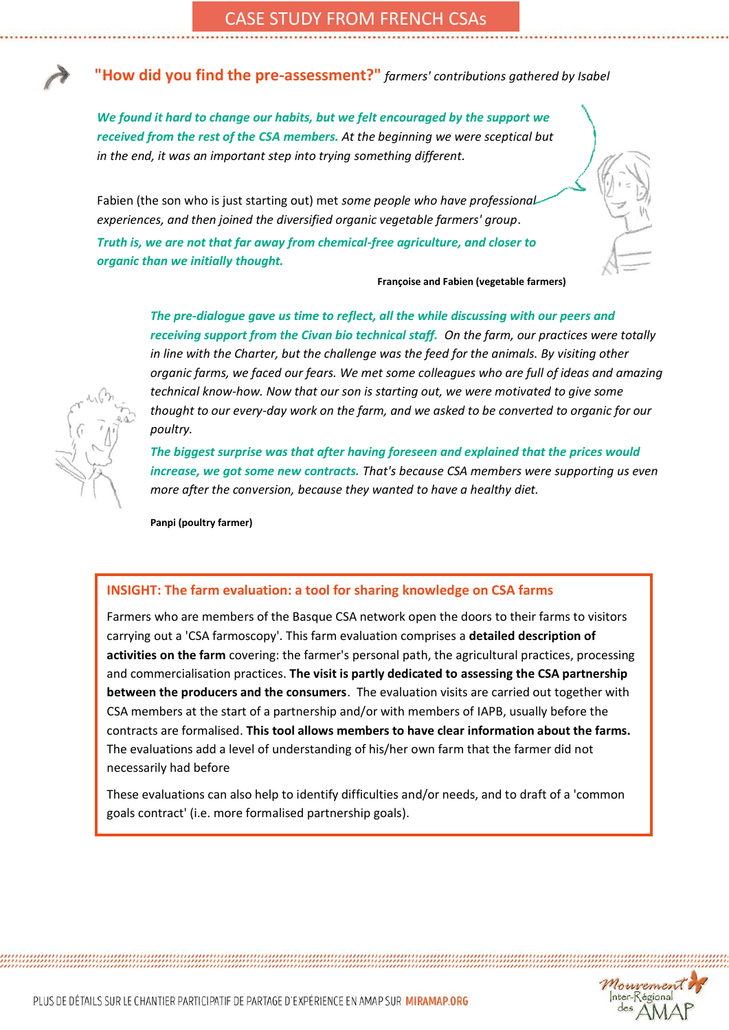# CASE STUDY FROM FRENCH CSAs

## "How did you find the pre-assessment?" *farmers' contributions gathered by Isabel*

***We found it hard to change our habits, but we felt encouraged by the support we received from the rest of the CSA members.*** *At the beginning we were sceptical but in the end, it was an important step into trying something different.*

Fabien (the son who is just starting out) met *some people who have professional experiences, and then joined the diversified organic vegetable farmers' group*.

***Truth is, we are not that far away from chemical-free agriculture, and closer to organic than we initially thought.***

**Françoise and Fabien (vegetable farmers)**

***The pre-dialogue gave us time to reflect, all the while discussing with our peers and receiving support from the Civan bio technical staff.*** *On the farm, our practices were totally in line with the Charter, but the challenge was the feed for the animals. By visiting other organic farms, we faced our fears. We met some colleagues who are full of ideas and amazing technical know-how. Now that our son is starting out, we were motivated to give some thought to our every-day work on the farm, and we asked to be converted to organic for our poultry.*

***The biggest surprise was that after having foreseen and explained that the prices would increase, we got some new contracts.*** *That's because CSA members were supporting us even more after the conversion, because they wanted to have a healthy diet.*

**Panpi (poultry farmer)**

### INSIGHT: The farm evaluation: a tool for sharing knowledge on CSA farms

Farmers who are members of the Basque CSA network open the doors to their farms to visitors carrying out a 'CSA farmoscopy'. This farm evaluation comprises a **detailed description of activities on the farm** covering: the farmer's personal path, the agricultural practices, processing and commercialisation practices. **The visit is partly dedicated to assessing the CSA partnership between the producers and the consumers**. The evaluation visits are carried out together with CSA members at the start of a partnership and/or with members of IAPB, usually before the contracts are formalised. **This tool allows members to have clear information about the farms.** The evaluations add a level of understanding of his/her own farm that the farmer did not necessarily had before

These evaluations can also help to identify difficulties and/or needs, and to draft of a 'common goals contract' (i.e. more formalised partnership goals).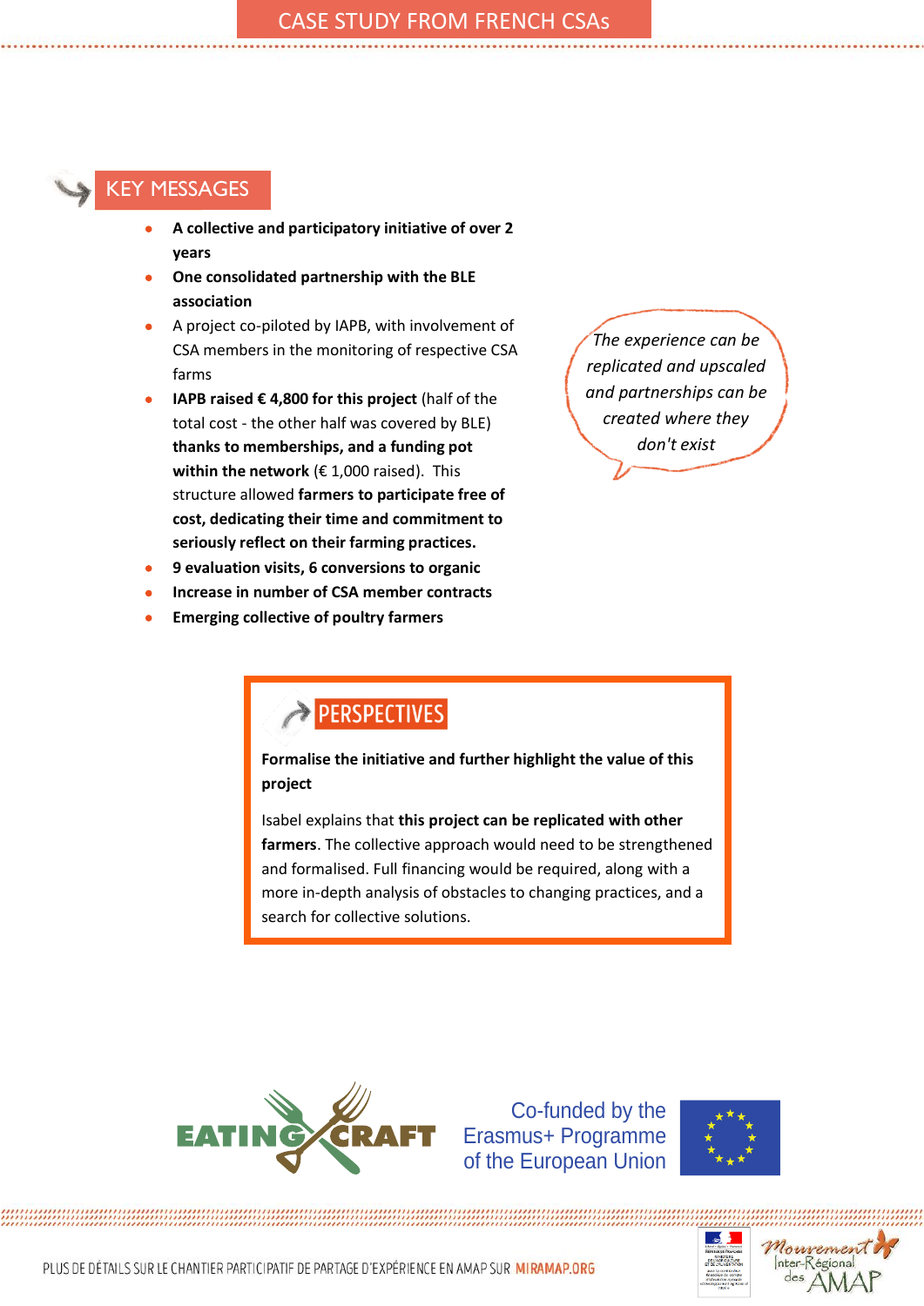## KEY MESSAGES

- **A collective and participatory initiative of over 2 years**
- **One consolidated partnership with the BLE association**
- A project co-piloted by IAPB, with involvement of CSA members in the monitoring of respective CSA farms
- **IAPB raised € 4,800 for this project** (half of the total cost - the other half was covered by BLE) **thanks to memberships, and a funding pot within the network** (€ 1,000 raised). This structure allowed **farmers to participate free of cost, dedicating their time and commitment to seriously reflect on their farming practices.**
- **9 evaluation visits, 6 conversions to organic**
- **Increase in number of CSA member contracts**
- **Emerging collective of poultry farmers**

*The experience can be replicated and upscaled and partnerships can be created where they don't exist*

## PERSPECTIVES

**Formalise the initiative and further highlight the value of this project**

Isabel explains that **this project can be replicated with other farmers**. The collective approach would need to be strengthened and formalised. Full financing would be required, along with a more in-depth analysis of obstacles to changing practices, and a search for collective solutions.

EATING CRAFT

Co-funded by the Erasmus+ Programme of the European Union

PLUS DE DÉTAILS SUR LE CHANTIER PARTICIPATIF DE PARTAGE D'EXPÉRIENCE EN AMAP SUR MIRAMAP.ORG

Mouvement Inter-Régional des AMAP